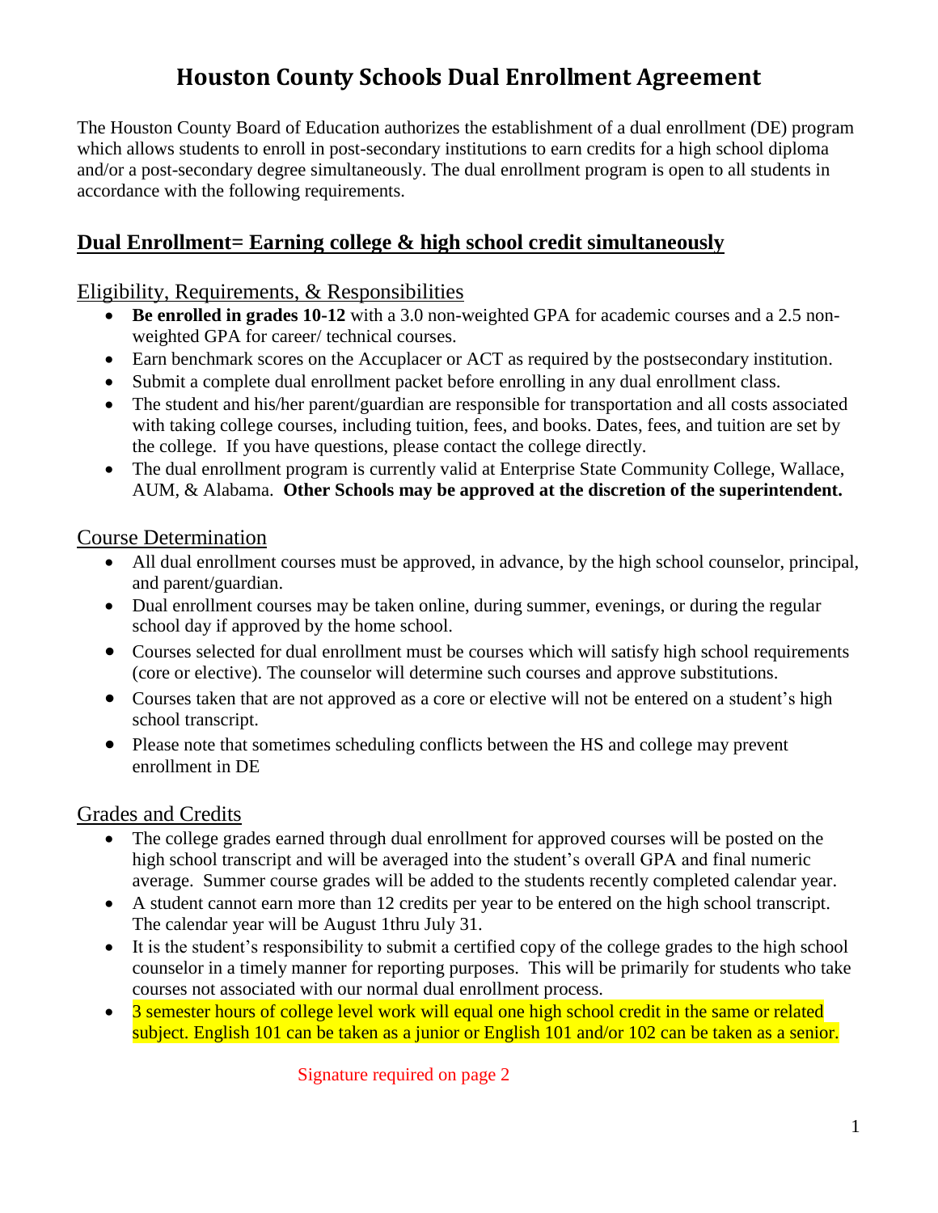# Houston County Schools Dual Enrollment Agreement

The Houston County Board of Education authorizes the establishment of a dual enrollment (DE) program which allows students to enroll in post-secondary institutions to earn credits for a high school diploma and/or a post-secondary degree simultaneously. The dual enrollment program is open to all students in accordance with the following requirements.

## Dual Enrollment= Earning college & high school credit simultaneously

### Eligibility, Requirements, & Responsibilities

- **Be enrolled in grades 10-12** with a 3.0 non-weighted GPA for academic courses and a 2.5 non-weighted GPA for career/ technical courses.
- Earn benchmark scores on the Accuplacer or ACT as required by the postsecondary institution.
- Submit a complete dual enrollment packet before enrolling in any dual enrollment class.
- The student and his/her parent/guardian are responsible for transportation and all costs associated with taking college courses, including tuition, fees, and books. Dates, fees, and tuition are set by the college. If you have questions, please contact the college directly.
- The dual enrollment program is currently valid at Enterprise State Community College, Wallace, AUM, & Alabama. **Other Schools may be approved at the discretion of the superintendent.**

### Course Determination

- All dual enrollment courses must be approved, in advance, by the high school counselor, principal, and parent/guardian.
- Dual enrollment courses may be taken online, during summer, evenings, or during the regular school day if approved by the home school.
- Courses selected for dual enrollment must be courses which will satisfy high school requirements (core or elective). The counselor will determine such courses and approve substitutions.
- Courses taken that are not approved as a core or elective will not be entered on a student's high school transcript.
- Please note that sometimes scheduling conflicts between the HS and college may prevent enrollment in DE

### Grades and Credits

- The college grades earned through dual enrollment for approved courses will be posted on the high school transcript and will be averaged into the student's overall GPA and final numeric average. Summer course grades will be added to the students recently completed calendar year.
- A student cannot earn more than 12 credits per year to be entered on the high school transcript. The calendar year will be August 1thru July 31.
- It is the student's responsibility to submit a certified copy of the college grades to the high school counselor in a timely manner for reporting purposes. This will be primarily for students who take courses not associated with our normal dual enrollment process.
- 3 semester hours of college level work will equal one high school credit in the same or related subject. English 101 can be taken as a junior or English 101 and/or 102 can be taken as a senior.

Signature required on page 2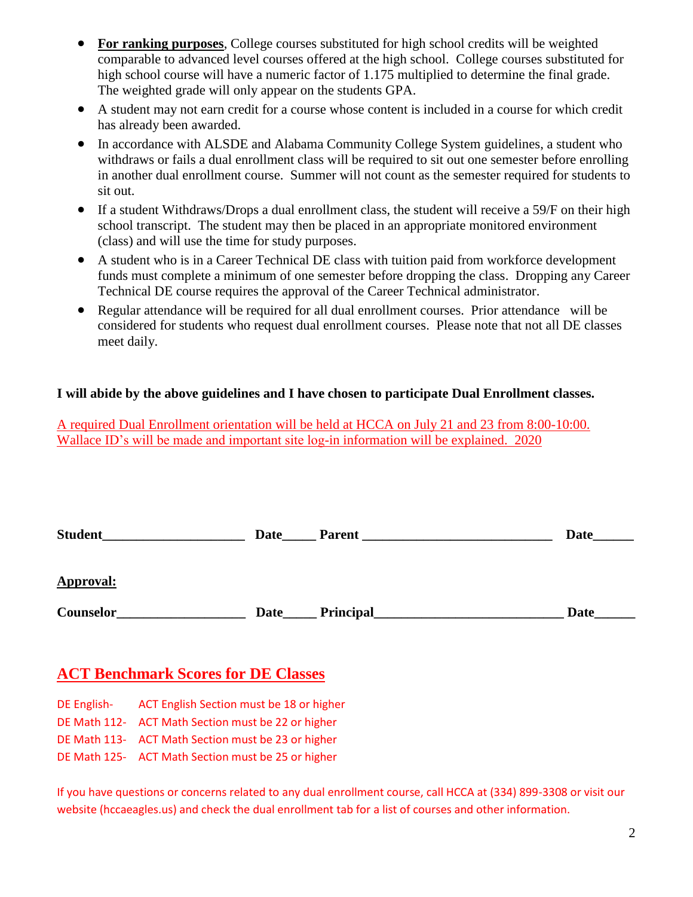- **For ranking purposes**, College courses substituted for high school credits will be weighted comparable to advanced level courses offered at the high school. College courses substituted for high school course will have a numeric factor of 1.175 multiplied to determine the final grade. The weighted grade will only appear on the students GPA.
- A student may not earn credit for a course whose content is included in a course for which credit has already been awarded.
- In accordance with ALSDE and Alabama Community College System guidelines, a student who withdraws or fails a dual enrollment class will be required to sit out one semester before enrolling in another dual enrollment course. Summer will not count as the semester required for students to sit out.
- If a student Withdraws/Drops a dual enrollment class, the student will receive a 59/F on their high school transcript. The student may then be placed in an appropriate monitored environment (class) and will use the time for study purposes.
- A student who is in a Career Technical DE class with tuition paid from workforce development funds must complete a minimum of one semester before dropping the class. Dropping any Career Technical DE course requires the approval of the Career Technical administrator.
- Regular attendance will be required for all dual enrollment courses. Prior attendance will be considered for students who request dual enrollment courses. Please note that not all DE classes meet daily.

**I will abide by the above guidelines and I have chosen to participate Dual Enrollment classes.**

A required Dual Enrollment orientation will be held at HCCA on July 21 and 23 from 8:00-10:00. Wallace ID's will be made and important site log-in information will be explained. 2020

**Student**____________________ **Date**_____ **Parent** ___________________________ **Date**______

**Approval:**

**Counselor**__________________ **Date**_____ **Principal**___________________________ **Date**______

## ACT Benchmark Scores for DE Classes

DE English- ACT English Section must be 18 or higher
DE Math 112- ACT Math Section must be 22 or higher
DE Math 113- ACT Math Section must be 23 or higher
DE Math 125- ACT Math Section must be 25 or higher

If you have questions or concerns related to any dual enrollment course, call HCCA at (334) 899-3308 or visit our website (hccaeagles.us) and check the dual enrollment tab for a list of courses and other information.